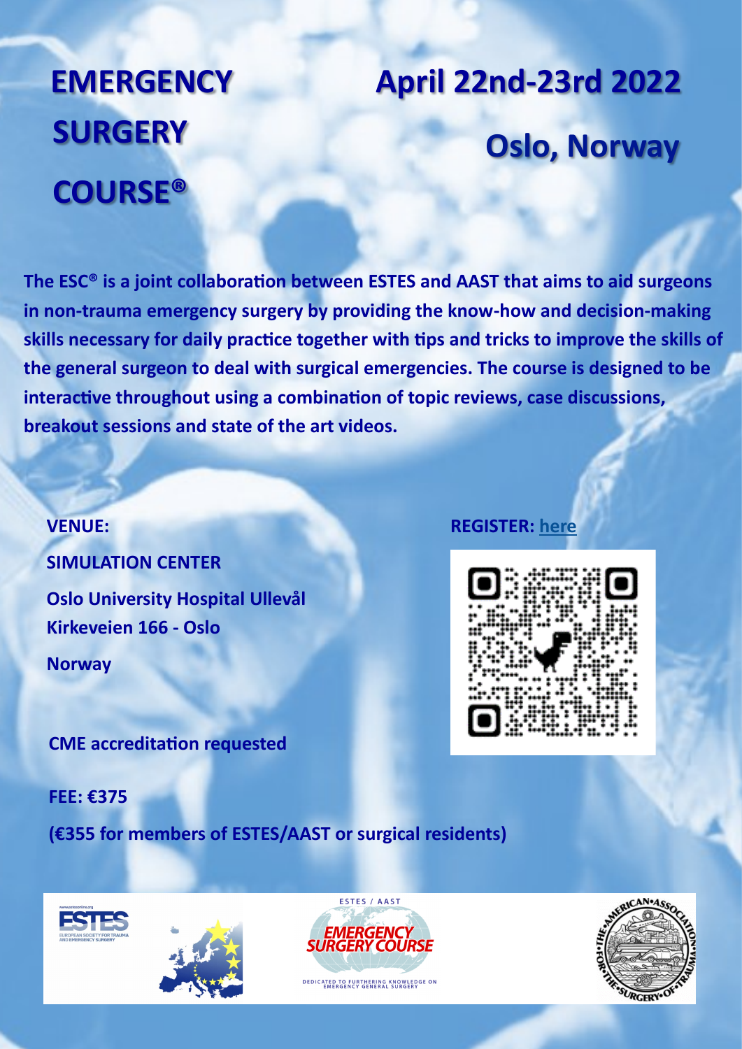# EMERGENCY SURGERY COURSE®

## April 22nd-23rd 2022

## Oslo, Norway

**The ESC® is a joint collaboration between ESTES and AAST that aims to aid surgeons in non-trauma emergency surgery by providing the know-how and decision-making skills necessary for daily practice together with tips and tricks to improve the skills of the general surgeon to deal with surgical emergencies. The course is designed to be interactive throughout using a combination of topic reviews, case discussions, breakout sessions and state of the art videos.**

**VENUE:**

**SIMULATION CENTER**

**Oslo University Hospital Ullevål**
**Kirkeveien 166 - Oslo**

**Norway**

**REGISTER: here**

**CME accreditation requested**

**FEE: €375**

**(€355 for members of ESTES/AAST or surgical residents)**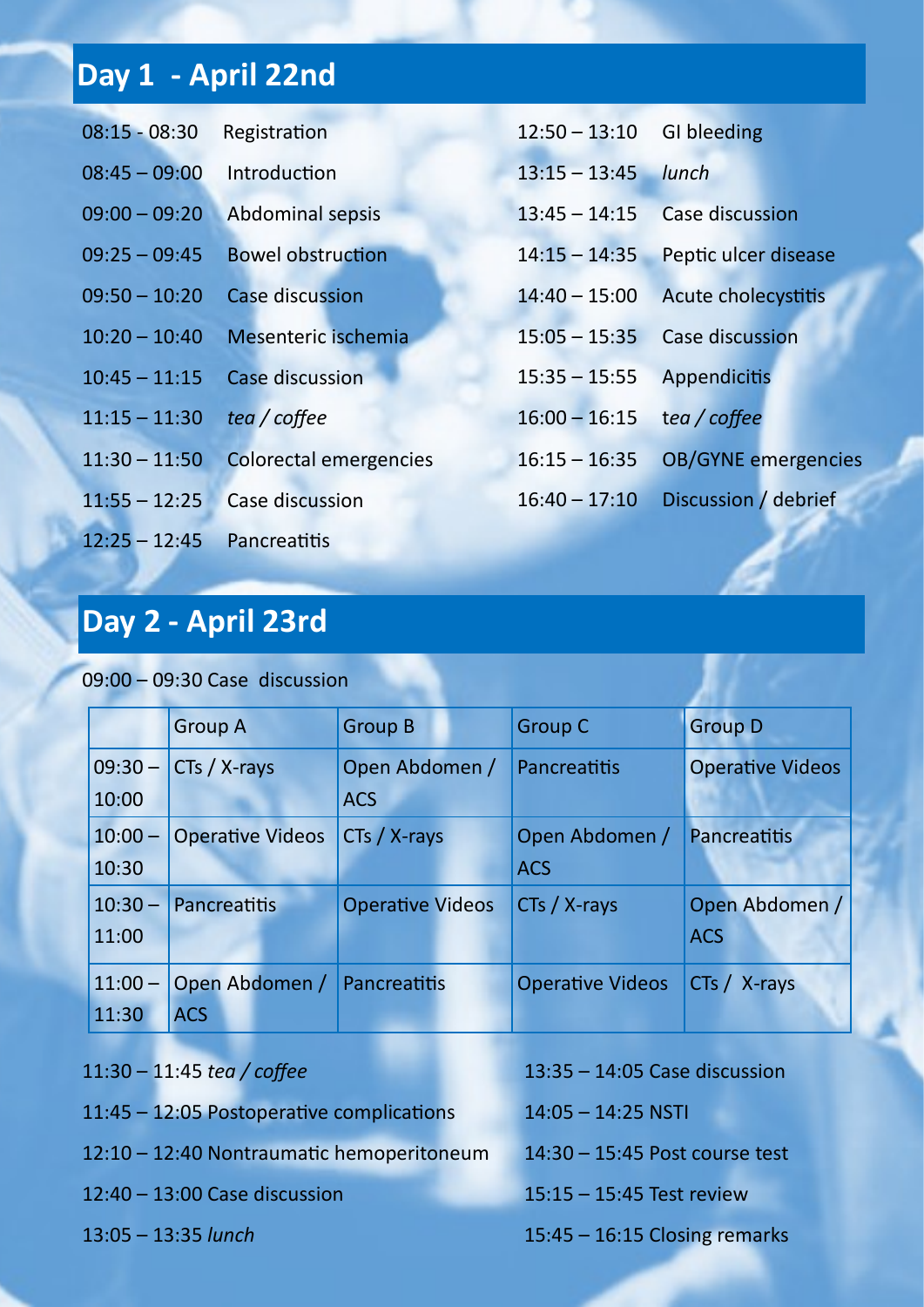## Day 1 - April 22nd

08:15 - 08:30 Registration

08:45 – 09:00 Introduction

09:00 – 09:20 Abdominal sepsis

09:25 – 09:45 Bowel obstruction

09:50 – 10:20 Case discussion

10:20 – 10:40 Mesenteric ischemia

10:45 – 11:15 Case discussion

11:15 – 11:30 *tea / coffee*

11:30 – 11:50 Colorectal emergencies

11:55 – 12:25 Case discussion

12:25 – 12:45 Pancreatitis

12:50 – 13:10 GI bleeding

13:15 – 13:45 *lunch*

13:45 – 14:15 Case discussion

14:15 – 14:35 Peptic ulcer disease

14:40 – 15:00 Acute cholecystitis

15:05 – 15:35 Case discussion

15:35 – 15:55 Appendicitis

16:00 – 16:15 *tea / coffee*

16:15 – 16:35 OB/GYNE emergencies

16:40 – 17:10 Discussion / debrief

## Day 2 - April 23rd

09:00 – 09:30 Case discussion

| | Group A | Group B | Group C | Group D |
|---|---|---|---|---|
| 09:30 – 10:00 | CTs / X-rays | Open Abdomen / ACS | Pancreatitis | Operative Videos |
| 10:00 – 10:30 | Operative Videos | CTs / X-rays | Open Abdomen / ACS | Pancreatitis |
| 10:30 – 11:00 | Pancreatitis | Operative Videos | CTs / X-rays | Open Abdomen / ACS |
| 11:00 – 11:30 | Open Abdomen / ACS | Pancreatitis | Operative Videos | CTs / X-rays |

11:30 – 11:45 *tea / coffee*

11:45 – 12:05 Postoperative complications

12:10 – 12:40 Nontraumatic hemoperitoneum

12:40 – 13:00 Case discussion

13:05 – 13:35 *lunch*

13:35 – 14:05 Case discussion

14:05 – 14:25 NSTI

14:30 – 15:45 Post course test

15:15 – 15:45 Test review

15:45 – 16:15 Closing remarks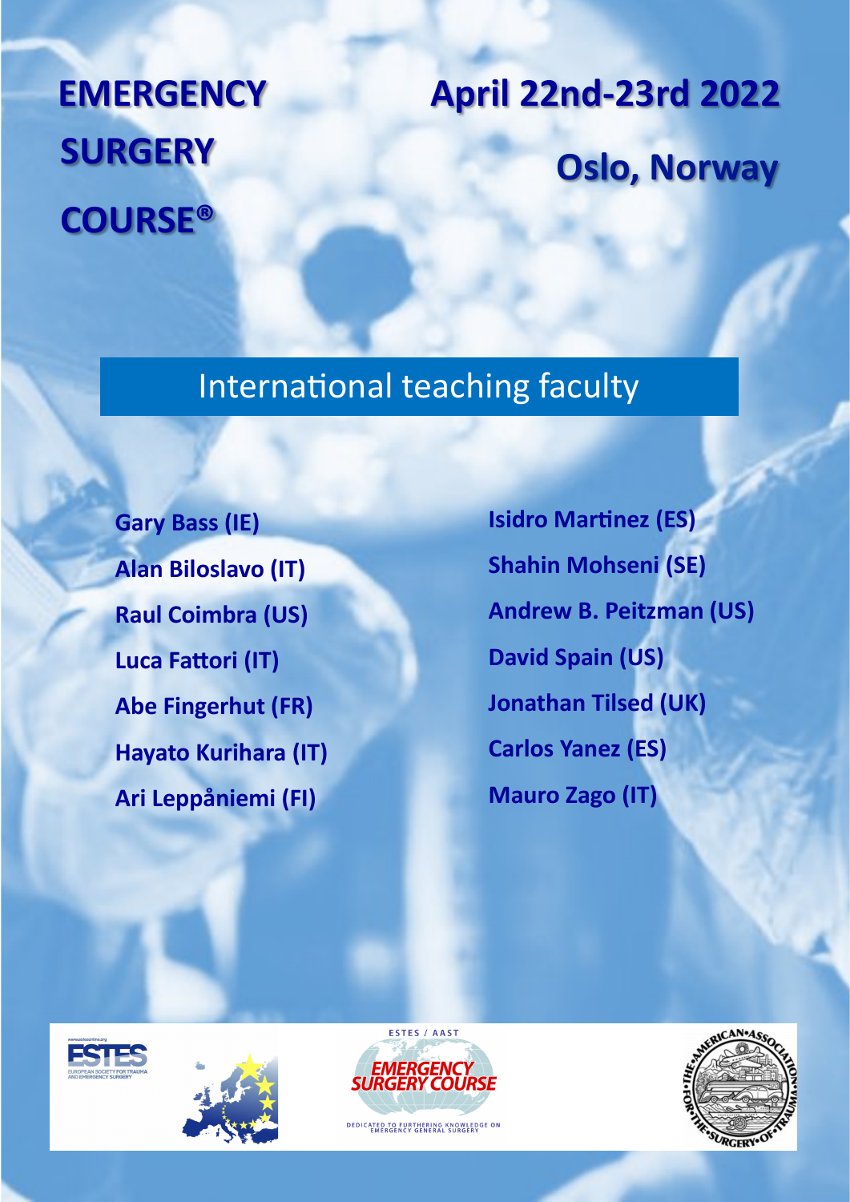# EMERGENCY SURGERY COURSE®

## April 22nd-23rd 2022

## Oslo, Norway

### International teaching faculty

**Gary Bass (IE)**
**Alan Biloslavo (IT)**
**Raul Coimbra (US)**
**Luca Fattori (IT)**
**Abe Fingerhut (FR)**
**Hayato Kurihara (IT)**
**Ari Leppåniemi (FI)**
**Isidro Martinez (ES)**
**Shahin Mohseni (SE)**
**Andrew B. Peitzman (US)**
**David Spain (US)**
**Jonathan Tilsed (UK)**
**Carlos Yanez (ES)**
**Mauro Zago (IT)**

www.estesonline.org
ESTES
EUROPEAN SOCIETY FOR TRAUMA AND EMERGENCY SURGERY

ESTES / AAST
EMERGENCY SURGERY COURSE
DEDICATED TO FURTHERING KNOWLEDGE ON EMERGENCY GENERAL SURGERY

THE AMERICAN ASSOCIATION FOR THE SURGERY OF TRAUMA